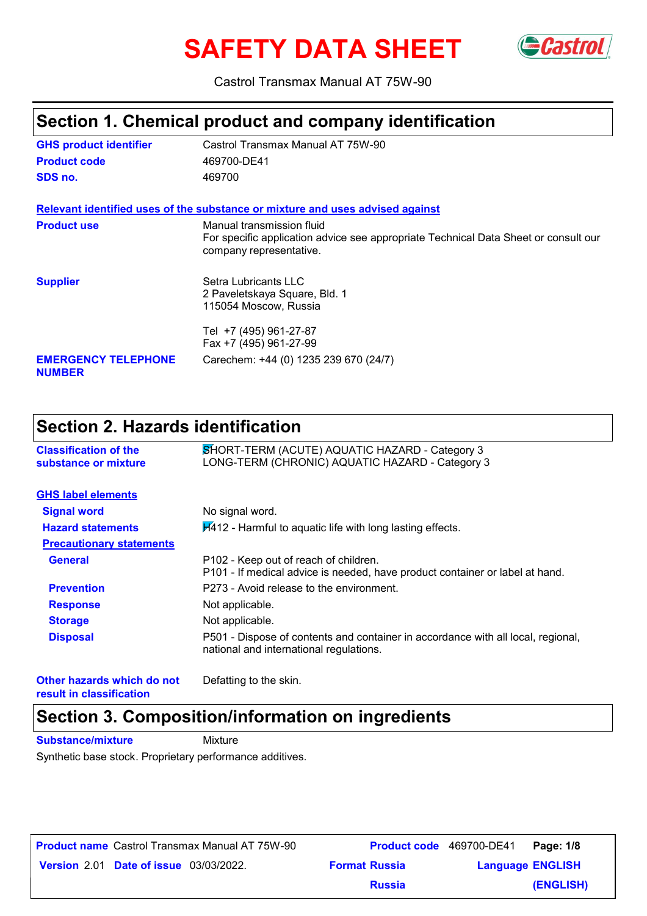# SAFETY DATA SHEET

Castrol Transmax Manual AT 75W-90

## Section 1. Chemical product and company identification

**GHS product identifier** Castrol Transmax Manual AT 75W-90

**Product code** 469700-DE41

**SDS no.** 469700

**Relevant identified uses of the substance or mixture and uses advised against**

**Product use** Manual transmission fluid
For specific application advice see appropriate Technical Data Sheet or consult our company representative.

**Supplier** Setra Lubricants LLC
2 Paveletskaya Square, Bld. 1
115054 Moscow, Russia

Tel +7 (495) 961-27-87
Fax +7 (495) 961-27-99

**EMERGENCY TELEPHONE NUMBER** Carechem: +44 (0) 1235 239 670 (24/7)

## Section 2. Hazards identification

**Classification of the substance or mixture** SHORT-TERM (ACUTE) AQUATIC HAZARD - Category 3
LONG-TERM (CHRONIC) AQUATIC HAZARD - Category 3

**GHS label elements**

**Signal word** No signal word.

**Hazard statements** H412 - Harmful to aquatic life with long lasting effects.

**Precautionary statements**

**General** P102 - Keep out of reach of children.
P101 - If medical advice is needed, have product container or label at hand.

**Prevention** P273 - Avoid release to the environment.

**Response** Not applicable.

**Storage** Not applicable.

**Disposal** P501 - Dispose of contents and container in accordance with all local, regional, national and international regulations.

**Other hazards which do not result in classification** Defatting to the skin.

## Section 3. Composition/information on ingredients

**Substance/mixture** Mixture

Synthetic base stock. Proprietary performance additives.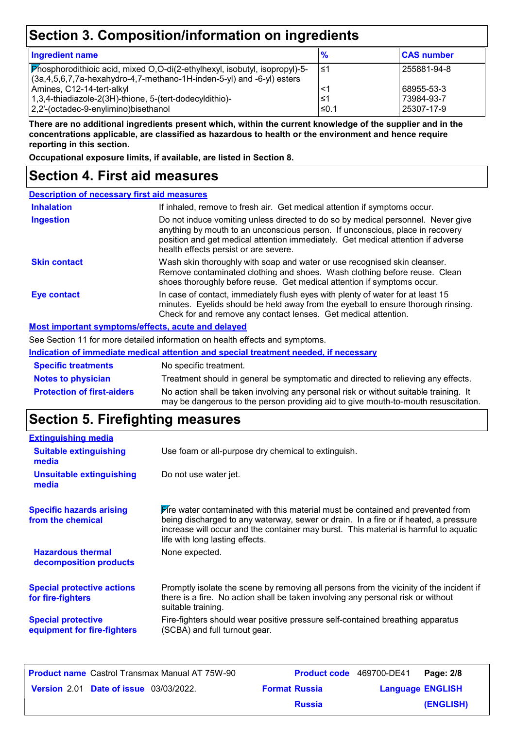# Section 3. Composition/information on ingredients

| Ingredient name | % | CAS number |
|---|---|---|
| Phosphorodithioic acid, mixed O,O-di(2-ethylhexyl, isobutyl, isopropyl)-5-(3a,4,5,6,7,7a-hexahydro-4,7-methano-1H-inden-5-yl) and -6-yl) esters | ≤1 | 255881-94-8 |
| Amines, C12-14-tert-alkyl | <1 | 68955-53-3 |
| 1,3,4-thiadiazole-2(3H)-thione, 5-(tert-dodecyldithio)- | ≤1 | 73984-93-7 |
| 2,2'-(octadec-9-enylimino)bisethanol | ≤0.1 | 25307-17-9 |

**There are no additional ingredients present which, within the current knowledge of the supplier and in the concentrations applicable, are classified as hazardous to health or the environment and hence require reporting in this section.**

**Occupational exposure limits, if available, are listed in Section 8.**

# Section 4. First aid measures

## Description of necessary first aid measures

**Inhalation** If inhaled, remove to fresh air. Get medical attention if symptoms occur.

**Ingestion** Do not induce vomiting unless directed to do so by medical personnel. Never give anything by mouth to an unconscious person. If unconscious, place in recovery position and get medical attention immediately. Get medical attention if adverse health effects persist or are severe.

**Skin contact** Wash skin thoroughly with soap and water or use recognised skin cleanser. Remove contaminated clothing and shoes. Wash clothing before reuse. Clean shoes thoroughly before reuse. Get medical attention if symptoms occur.

**Eye contact** In case of contact, immediately flush eyes with plenty of water for at least 15 minutes. Eyelids should be held away from the eyeball to ensure thorough rinsing. Check for and remove any contact lenses. Get medical attention.

## Most important symptoms/effects, acute and delayed

See Section 11 for more detailed information on health effects and symptoms.

## Indication of immediate medical attention and special treatment needed, if necessary

**Specific treatments** No specific treatment.

**Notes to physician** Treatment should in general be symptomatic and directed to relieving any effects.

**Protection of first-aiders** No action shall be taken involving any personal risk or without suitable training. It may be dangerous to the person providing aid to give mouth-to-mouth resuscitation.

# Section 5. Firefighting measures

## Extinguishing media

**Suitable extinguishing media** Use foam or all-purpose dry chemical to extinguish.

**Unsuitable extinguishing media** Do not use water jet.

**Specific hazards arising from the chemical** Fire water contaminated with this material must be contained and prevented from being discharged to any waterway, sewer or drain. In a fire or if heated, a pressure increase will occur and the container may burst. This material is harmful to aquatic life with long lasting effects.

**Hazardous thermal decomposition products** None expected.

**Special protective actions for fire-fighters** Promptly isolate the scene by removing all persons from the vicinity of the incident if there is a fire. No action shall be taken involving any personal risk or without suitable training.

**Special protective equipment for fire-fighters** Fire-fighters should wear positive pressure self-contained breathing apparatus (SCBA) and full turnout gear.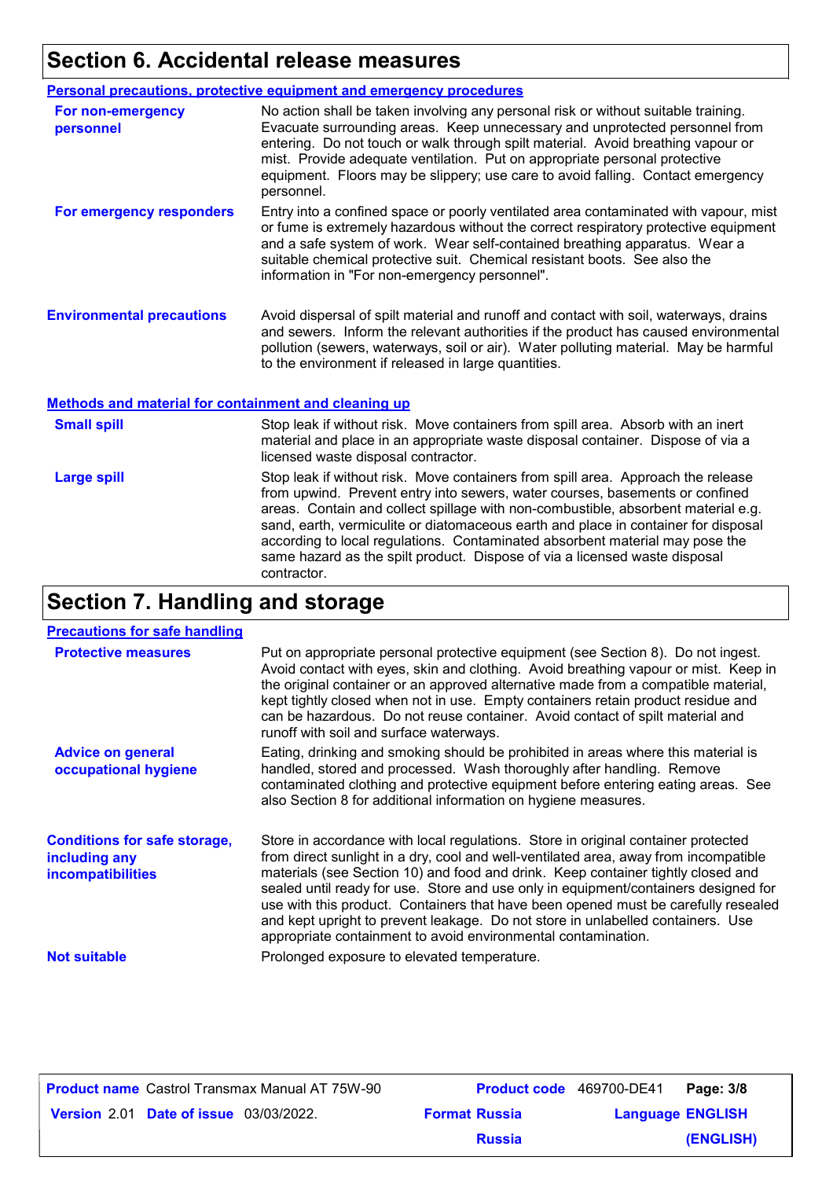## Section 6. Accidental release measures

### Personal precautions, protective equipment and emergency procedures

**For non-emergency personnel**

No action shall be taken involving any personal risk or without suitable training. Evacuate surrounding areas. Keep unnecessary and unprotected personnel from entering. Do not touch or walk through spilt material. Avoid breathing vapour or mist. Provide adequate ventilation. Put on appropriate personal protective equipment. Floors may be slippery; use care to avoid falling. Contact emergency personnel.

**For emergency responders**

Entry into a confined space or poorly ventilated area contaminated with vapour, mist or fume is extremely hazardous without the correct respiratory protective equipment and a safe system of work. Wear self-contained breathing apparatus. Wear a suitable chemical protective suit. Chemical resistant boots. See also the information in "For non-emergency personnel".

**Environmental precautions**

Avoid dispersal of spilt material and runoff and contact with soil, waterways, drains and sewers. Inform the relevant authorities if the product has caused environmental pollution (sewers, waterways, soil or air). Water polluting material. May be harmful to the environment if released in large quantities.

### Methods and material for containment and cleaning up

**Small spill**

Stop leak if without risk. Move containers from spill area. Absorb with an inert material and place in an appropriate waste disposal container. Dispose of via a licensed waste disposal contractor.

**Large spill**

Stop leak if without risk. Move containers from spill area. Approach the release from upwind. Prevent entry into sewers, water courses, basements or confined areas. Contain and collect spillage with non-combustible, absorbent material e.g. sand, earth, vermiculite or diatomaceous earth and place in container for disposal according to local regulations. Contaminated absorbent material may pose the same hazard as the spilt product. Dispose of via a licensed waste disposal contractor.

## Section 7. Handling and storage

### Precautions for safe handling

**Protective measures**

Put on appropriate personal protective equipment (see Section 8). Do not ingest. Avoid contact with eyes, skin and clothing. Avoid breathing vapour or mist. Keep in the original container or an approved alternative made from a compatible material, kept tightly closed when not in use. Empty containers retain product residue and can be hazardous. Do not reuse container. Avoid contact of spilt material and runoff with soil and surface waterways.

**Advice on general occupational hygiene**

Eating, drinking and smoking should be prohibited in areas where this material is handled, stored and processed. Wash thoroughly after handling. Remove contaminated clothing and protective equipment before entering eating areas. See also Section 8 for additional information on hygiene measures.

**Conditions for safe storage, including any incompatibilities**

Store in accordance with local regulations. Store in original container protected from direct sunlight in a dry, cool and well-ventilated area, away from incompatible materials (see Section 10) and food and drink. Keep container tightly closed and sealed until ready for use. Store and use only in equipment/containers designed for use with this product. Containers that have been opened must be carefully resealed and kept upright to prevent leakage. Do not store in unlabelled containers. Use appropriate containment to avoid environmental contamination.

**Not suitable**

Prolonged exposure to elevated temperature.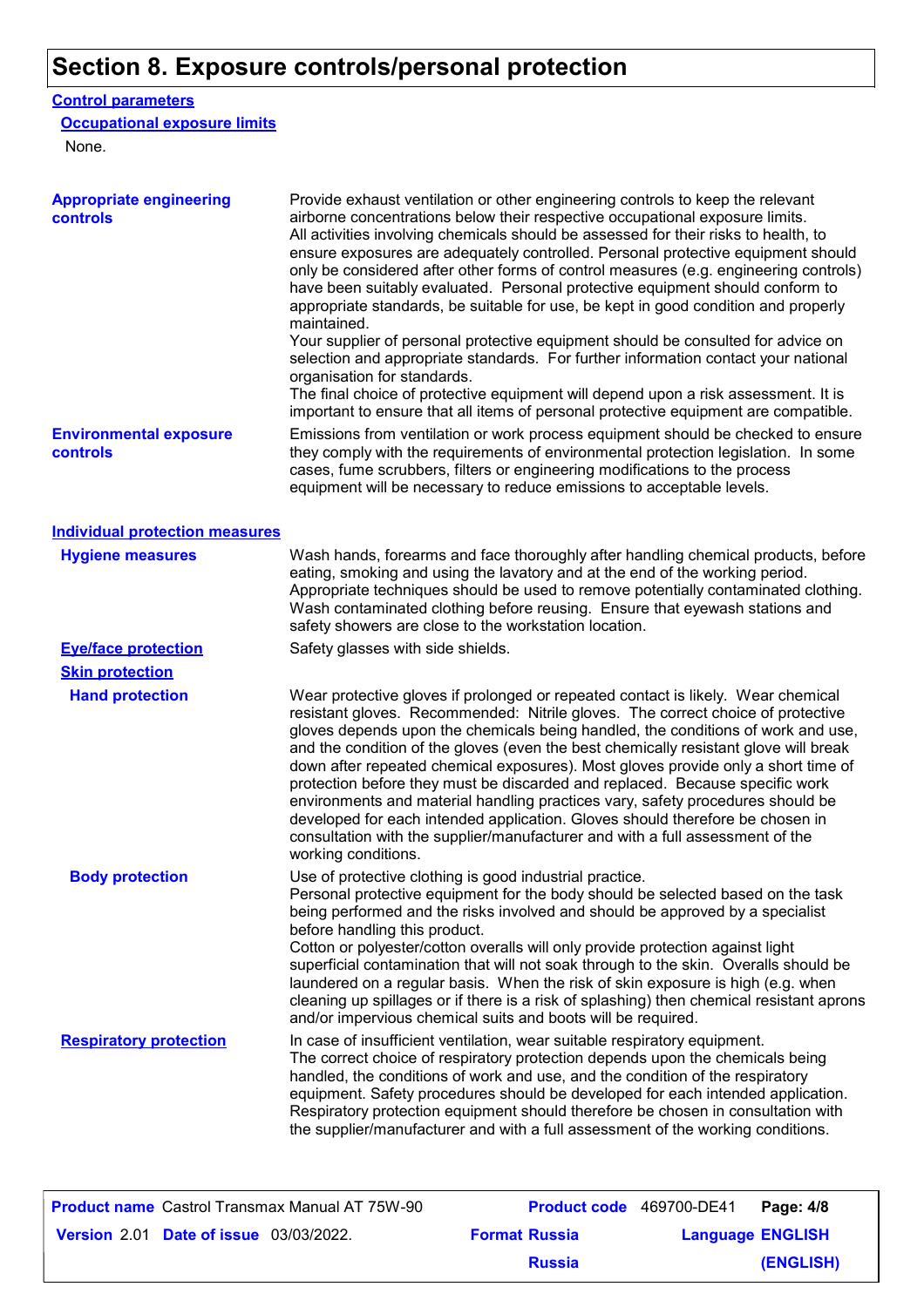# Section 8. Exposure controls/personal protection

## Control parameters

### Occupational exposure limits

None.

**Appropriate engineering controls**

Provide exhaust ventilation or other engineering controls to keep the relevant airborne concentrations below their respective occupational exposure limits.
All activities involving chemicals should be assessed for their risks to health, to ensure exposures are adequately controlled. Personal protective equipment should only be considered after other forms of control measures (e.g. engineering controls) have been suitably evaluated. Personal protective equipment should conform to appropriate standards, be suitable for use, be kept in good condition and properly maintained.
Your supplier of personal protective equipment should be consulted for advice on selection and appropriate standards. For further information contact your national organisation for standards.
The final choice of protective equipment will depend upon a risk assessment. It is important to ensure that all items of personal protective equipment are compatible.

**Environmental exposure controls**

Emissions from ventilation or work process equipment should be checked to ensure they comply with the requirements of environmental protection legislation. In some cases, fume scrubbers, filters or engineering modifications to the process equipment will be necessary to reduce emissions to acceptable levels.

## Individual protection measures

**Hygiene measures**

Wash hands, forearms and face thoroughly after handling chemical products, before eating, smoking and using the lavatory and at the end of the working period. Appropriate techniques should be used to remove potentially contaminated clothing. Wash contaminated clothing before reusing. Ensure that eyewash stations and safety showers are close to the workstation location.

**Eye/face protection**

Safety glasses with side shields.

**Skin protection**

**Hand protection**

Wear protective gloves if prolonged or repeated contact is likely. Wear chemical resistant gloves. Recommended: Nitrile gloves. The correct choice of protective gloves depends upon the chemicals being handled, the conditions of work and use, and the condition of the gloves (even the best chemically resistant glove will break down after repeated chemical exposures). Most gloves provide only a short time of protection before they must be discarded and replaced. Because specific work environments and material handling practices vary, safety procedures should be developed for each intended application. Gloves should therefore be chosen in consultation with the supplier/manufacturer and with a full assessment of the working conditions.

**Body protection**

Use of protective clothing is good industrial practice.
Personal protective equipment for the body should be selected based on the task being performed and the risks involved and should be approved by a specialist before handling this product.
Cotton or polyester/cotton overalls will only provide protection against light superficial contamination that will not soak through to the skin. Overalls should be laundered on a regular basis. When the risk of skin exposure is high (e.g. when cleaning up spillages or if there is a risk of splashing) then chemical resistant aprons and/or impervious chemical suits and boots will be required.

**Respiratory protection**

In case of insufficient ventilation, wear suitable respiratory equipment.
The correct choice of respiratory protection depends upon the chemicals being handled, the conditions of work and use, and the condition of the respiratory equipment. Safety procedures should be developed for each intended application. Respiratory protection equipment should therefore be chosen in consultation with the supplier/manufacturer and with a full assessment of the working conditions.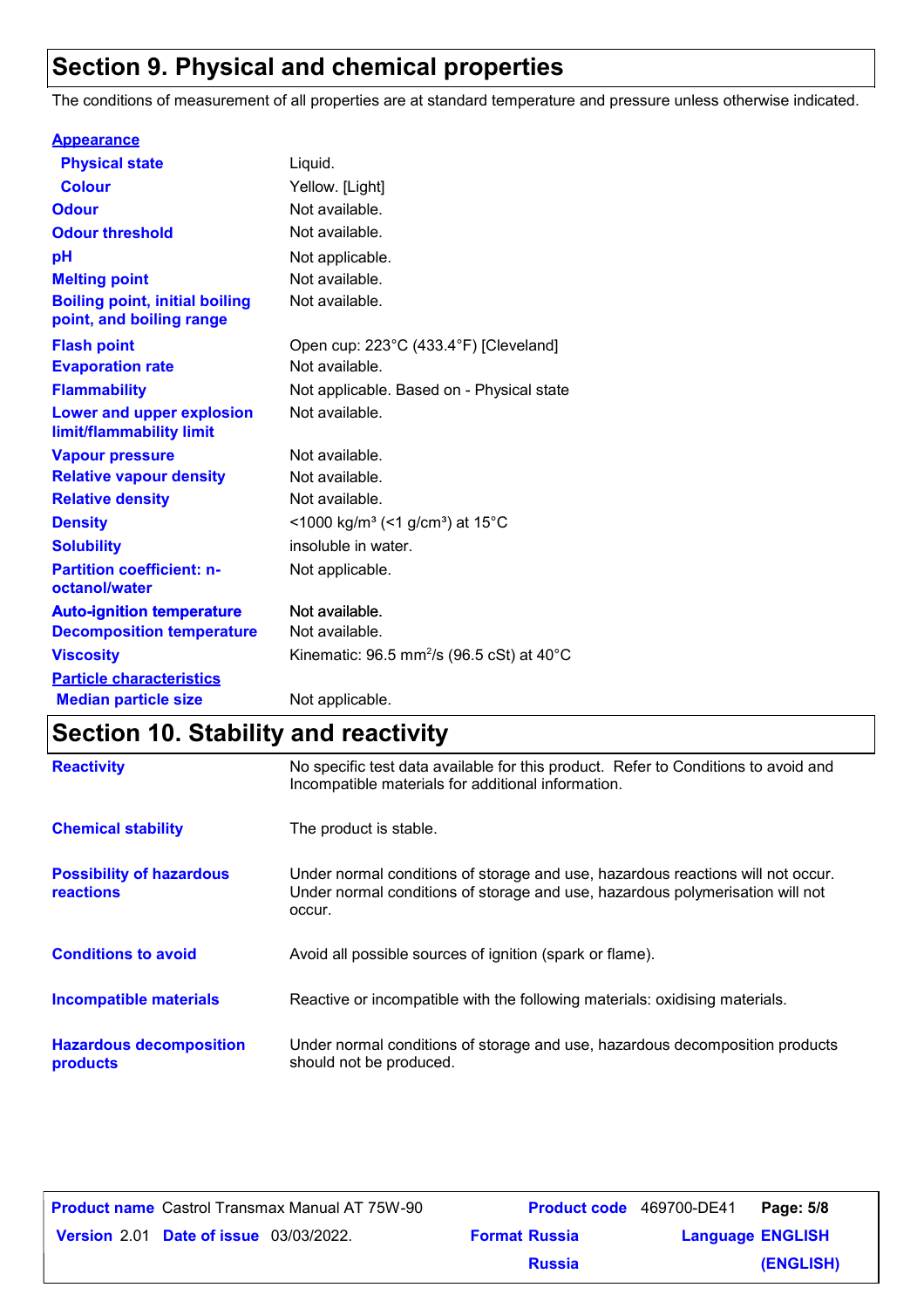## Section 9. Physical and chemical properties

The conditions of measurement of all properties are at standard temperature and pressure unless otherwise indicated.

| Property | Value |
|---|---|
| **Appearance** | |
| Physical state | Liquid. |
| Colour | Yellow. [Light] |
| Odour | Not available. |
| Odour threshold | Not available. |
| pH | Not applicable. |
| Melting point | Not available. |
| Boiling point, initial boiling point, and boiling range | Not available. |
| Flash point | Open cup: 223°C (433.4°F) [Cleveland] |
| Evaporation rate | Not available. |
| Flammability | Not applicable. Based on - Physical state |
| Lower and upper explosion limit/flammability limit | Not available. |
| Vapour pressure | Not available. |
| Relative vapour density | Not available. |
| Relative density | Not available. |
| Density | <1000 kg/m³ (<1 g/cm³) at 15°C |
| Solubility | insoluble in water. |
| Partition coefficient: n-octanol/water | Not applicable. |
| Auto-ignition temperature | Not available. |
| Decomposition temperature | Not available. |
| Viscosity | Kinematic: 96.5 $mm^2/s$ (96.5 cSt) at 40°C |
| **Particle characteristics** | |
| Median particle size | Not applicable. |

## Section 10. Stability and reactivity

| | |
|---|---|
| **Reactivity** | No specific test data available for this product. Refer to Conditions to avoid and Incompatible materials for additional information. |
| **Chemical stability** | The product is stable. |
| **Possibility of hazardous reactions** | Under normal conditions of storage and use, hazardous reactions will not occur. Under normal conditions of storage and use, hazardous polymerisation will not occur. |
| **Conditions to avoid** | Avoid all possible sources of ignition (spark or flame). |
| **Incompatible materials** | Reactive or incompatible with the following materials: oxidising materials. |
| **Hazardous decomposition products** | Under normal conditions of storage and use, hazardous decomposition products should not be produced. |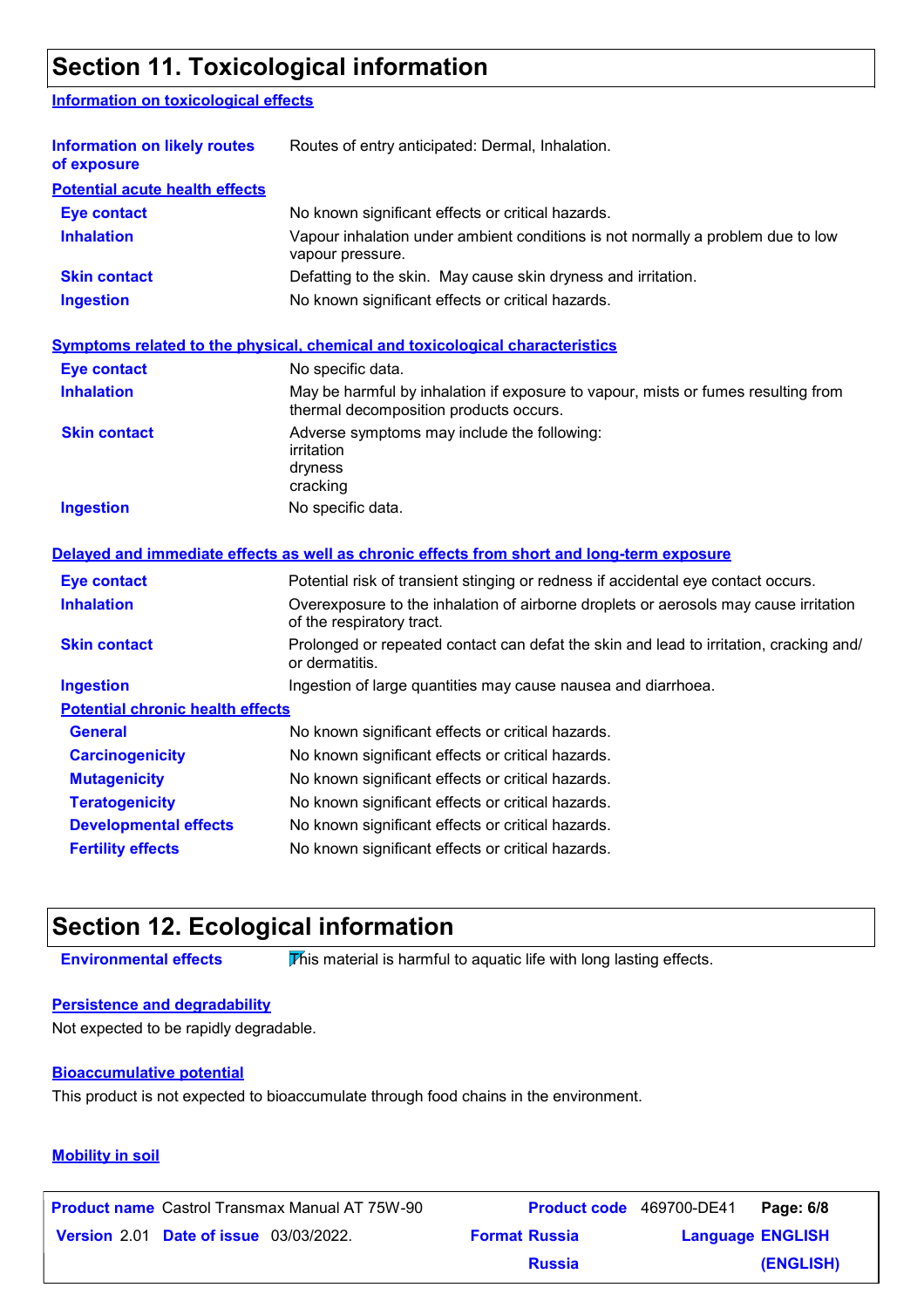## Section 11. Toxicological information

### Information on toxicological effects

| | |
|---|---|
| **Information on likely routes of exposure** | Routes of entry anticipated: Dermal, Inhalation. |

**Potential acute health effects**

| | |
|---|---|
| **Eye contact** | No known significant effects or critical hazards. |
| **Inhalation** | Vapour inhalation under ambient conditions is not normally a problem due to low vapour pressure. |
| **Skin contact** | Defatting to the skin. May cause skin dryness and irritation. |
| **Ingestion** | No known significant effects or critical hazards. |

**Symptoms related to the physical, chemical and toxicological characteristics**

| | |
|---|---|
| **Eye contact** | No specific data. |
| **Inhalation** | May be harmful by inhalation if exposure to vapour, mists or fumes resulting from thermal decomposition products occurs. |
| **Skin contact** | Adverse symptoms may include the following:<br>irritation<br>dryness<br>cracking |
| **Ingestion** | No specific data. |

**Delayed and immediate effects as well as chronic effects from short and long-term exposure**

| | |
|---|---|
| **Eye contact** | Potential risk of transient stinging or redness if accidental eye contact occurs. |
| **Inhalation** | Overexposure to the inhalation of airborne droplets or aerosols may cause irritation of the respiratory tract. |
| **Skin contact** | Prolonged or repeated contact can defat the skin and lead to irritation, cracking and/ or dermatitis. |
| **Ingestion** | Ingestion of large quantities may cause nausea and diarrhoea. |

**Potential chronic health effects**

| | |
|---|---|
| **General** | No known significant effects or critical hazards. |
| **Carcinogenicity** | No known significant effects or critical hazards. |
| **Mutagenicity** | No known significant effects or critical hazards. |
| **Teratogenicity** | No known significant effects or critical hazards. |
| **Developmental effects** | No known significant effects or critical hazards. |
| **Fertility effects** | No known significant effects or critical hazards. |

## Section 12. Ecological information

| | |
|---|---|
| **Environmental effects** | This material is harmful to aquatic life with long lasting effects. |

### Persistence and degradability

Not expected to be rapidly degradable.

### Bioaccumulative potential

This product is not expected to bioaccumulate through food chains in the environment.

### Mobility in soil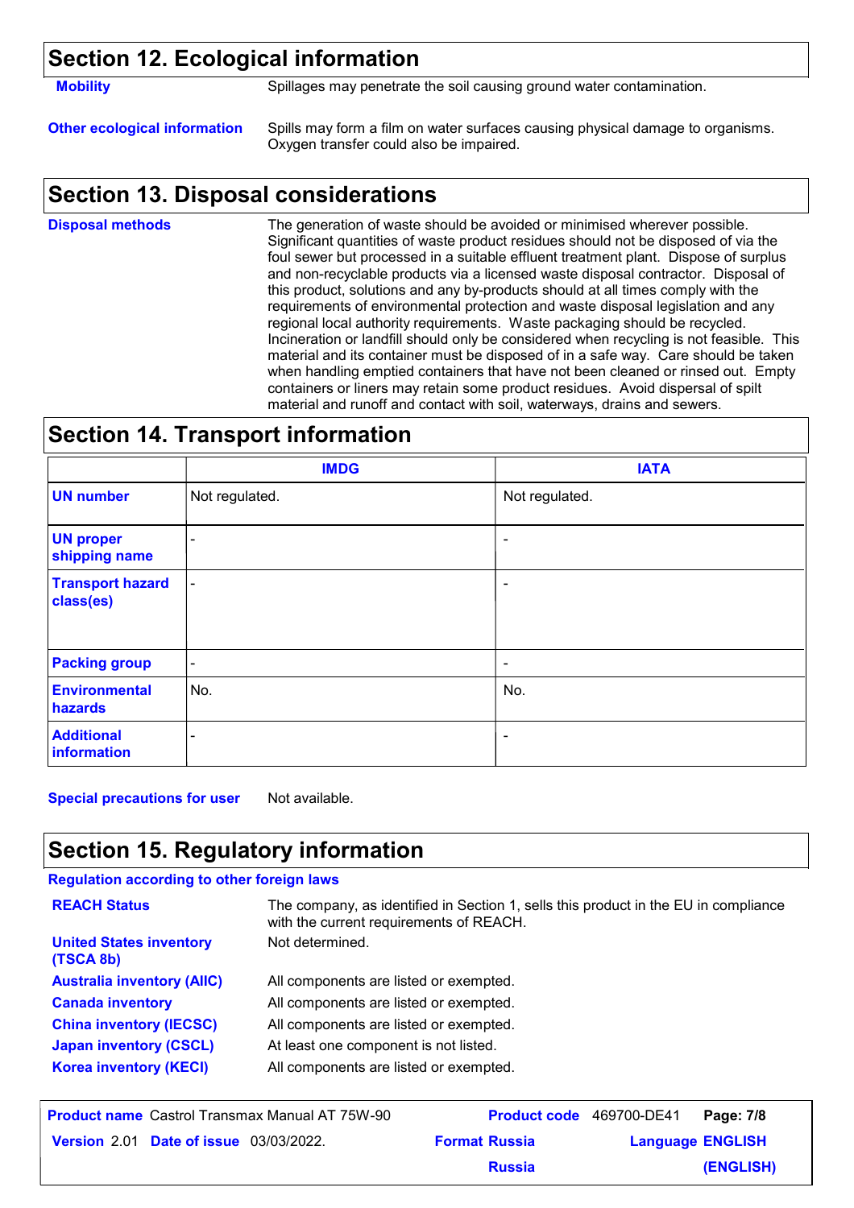## Section 12. Ecological information

**Mobility**: Spillages may penetrate the soil causing ground water contamination.

**Other ecological information**: Spills may form a film on water surfaces causing physical damage to organisms. Oxygen transfer could also be impaired.

## Section 13. Disposal considerations

**Disposal methods**: The generation of waste should be avoided or minimised wherever possible. Significant quantities of waste product residues should not be disposed of via the foul sewer but processed in a suitable effluent treatment plant. Dispose of surplus and non-recyclable products via a licensed waste disposal contractor. Disposal of this product, solutions and any by-products should at all times comply with the requirements of environmental protection and waste disposal legislation and any regional local authority requirements. Waste packaging should be recycled. Incineration or landfill should only be considered when recycling is not feasible. This material and its container must be disposed of in a safe way. Care should be taken when handling emptied containers that have not been cleaned or rinsed out. Empty containers or liners may retain some product residues. Avoid dispersal of spilt material and runoff and contact with soil, waterways, drains and sewers.

## Section 14. Transport information

| | IMDG | IATA |
|---|---|---|
| **UN number** | Not regulated. | Not regulated. |
| **UN proper shipping name** | - | - |
| **Transport hazard class(es)** | - | - |
| **Packing group** | - | - |
| **Environmental hazards** | No. | No. |
| **Additional information** | - | - |

**Special precautions for user**: Not available.

## Section 15. Regulatory information

**Regulation according to other foreign laws**

**REACH Status**: The company, as identified in Section 1, sells this product in the EU in compliance with the current requirements of REACH.

**United States inventory (TSCA 8b)**: Not determined.

**Australia inventory (AIIC)**: All components are listed or exempted.

**Canada inventory**: All components are listed or exempted.

**China inventory (IECSC)**: All components are listed or exempted.

**Japan inventory (CSCL)**: At least one component is not listed.

**Korea inventory (KECI)**: All components are listed or exempted.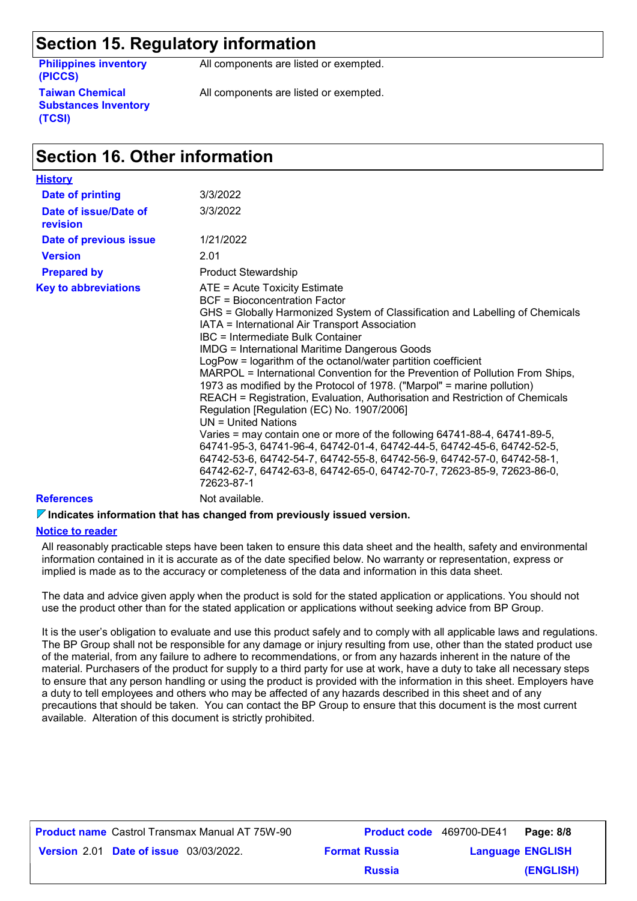## Section 15. Regulatory information

| | |
|---|---|
| **Philippines inventory (PICCS)** | All components are listed or exempted. |
| **Taiwan Chemical Substances Inventory (TCSI)** | All components are listed or exempted. |

## Section 16. Other information

**History**

| | |
|---|---|
| **Date of printing** | 3/3/2022 |
| **Date of issue/Date of revision** | 3/3/2022 |
| **Date of previous issue** | 1/21/2022 |
| **Version** | 2.01 |
| **Prepared by** | Product Stewardship |

**Key to abbreviations**

ATE = Acute Toxicity Estimate
BCF = Bioconcentration Factor
GHS = Globally Harmonized System of Classification and Labelling of Chemicals
IATA = International Air Transport Association
IBC = Intermediate Bulk Container
IMDG = International Maritime Dangerous Goods
LogPow = logarithm of the octanol/water partition coefficient
MARPOL = International Convention for the Prevention of Pollution From Ships, 1973 as modified by the Protocol of 1978. ("Marpol" = marine pollution)
REACH = Registration, Evaluation, Authorisation and Restriction of Chemicals Regulation [Regulation (EC) No. 1907/2006]
UN = United Nations
Varies = may contain one or more of the following 64741-88-4, 64741-89-5, 64741-95-3, 64741-96-4, 64742-01-4, 64742-44-5, 64742-45-6, 64742-52-5, 64742-53-6, 64742-54-7, 64742-55-8, 64742-56-9, 64742-57-0, 64742-58-1, 64742-62-7, 64742-63-8, 64742-65-0, 64742-70-7, 72623-85-9, 72623-86-0, 72623-87-1

**References** Not available.

**Indicates information that has changed from previously issued version.**

**Notice to reader**

All reasonably practicable steps have been taken to ensure this data sheet and the health, safety and environmental information contained in it is accurate as of the date specified below. No warranty or representation, express or implied is made as to the accuracy or completeness of the data and information in this data sheet.

The data and advice given apply when the product is sold for the stated application or applications. You should not use the product other than for the stated application or applications without seeking advice from BP Group.

It is the user's obligation to evaluate and use this product safely and to comply with all applicable laws and regulations. The BP Group shall not be responsible for any damage or injury resulting from use, other than the stated product use of the material, from any failure to adhere to recommendations, or from any hazards inherent in the nature of the material. Purchasers of the product for supply to a third party for use at work, have a duty to take all necessary steps to ensure that any person handling or using the product is provided with the information in this sheet. Employers have a duty to tell employees and others who may be affected of any hazards described in this sheet and of any precautions that should be taken. You can contact the BP Group to ensure that this document is the most current available. Alteration of this document is strictly prohibited.